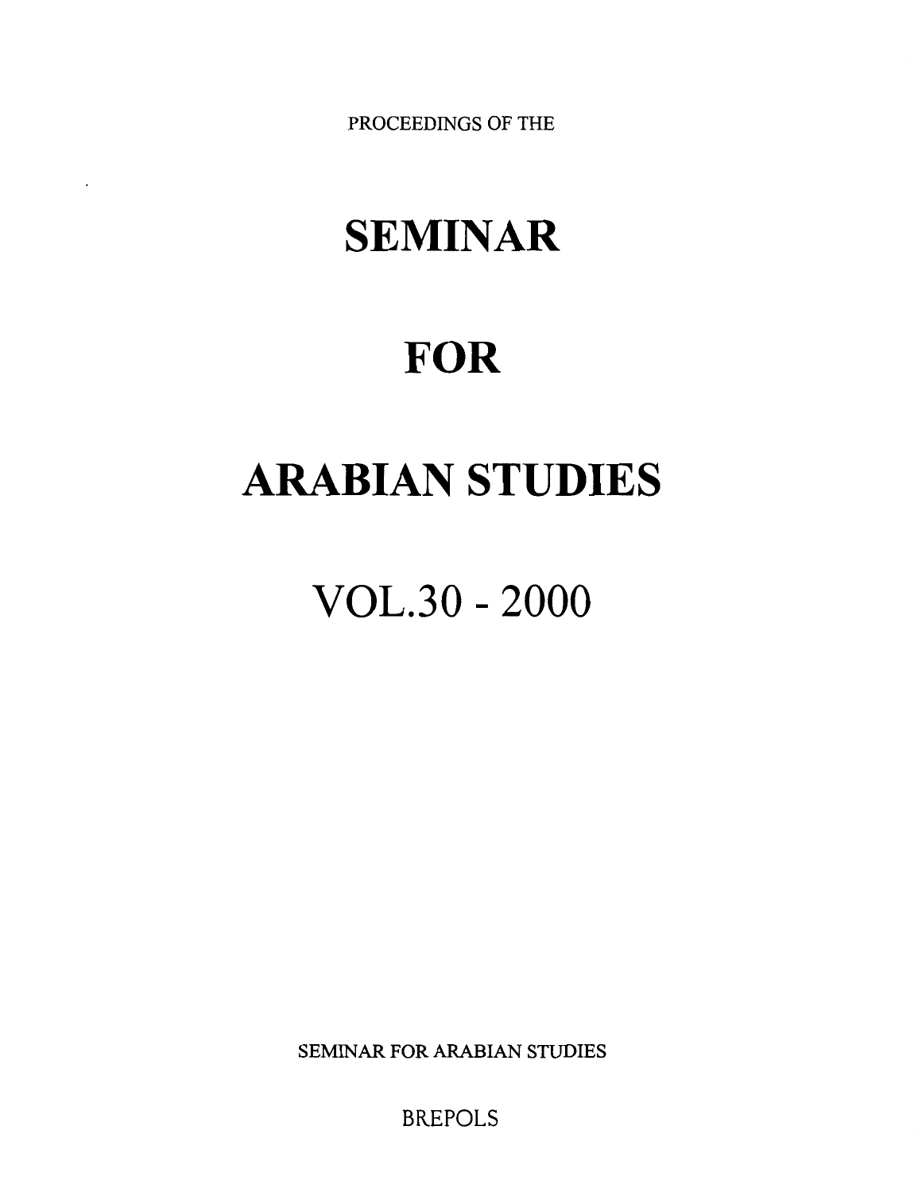PROCEEDINGS OF THE

# SEMINAR

# FOR

# ARABIAN STUDIES

# VOL.30 - 2000

SEMINAR FOR ARABIAN STUDIES

BREPOLS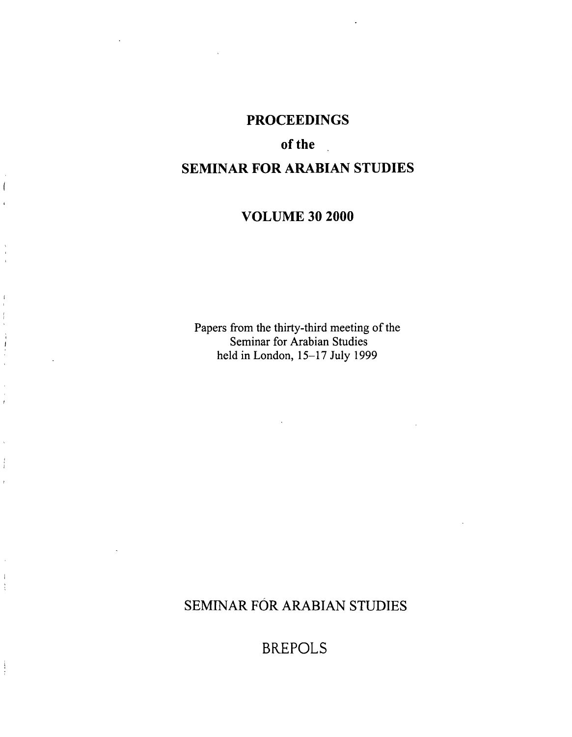# PROCEEDINGS

# of the

# SEMINAR FOR ARABIAN STUDIES

## VOLUME 30 2000

Papers from the thirty-third meeting of the
Seminar for Arabian Studies
held in London, 15–17 July 1999

SEMINAR FOR ARABIAN STUDIES

BREPOLS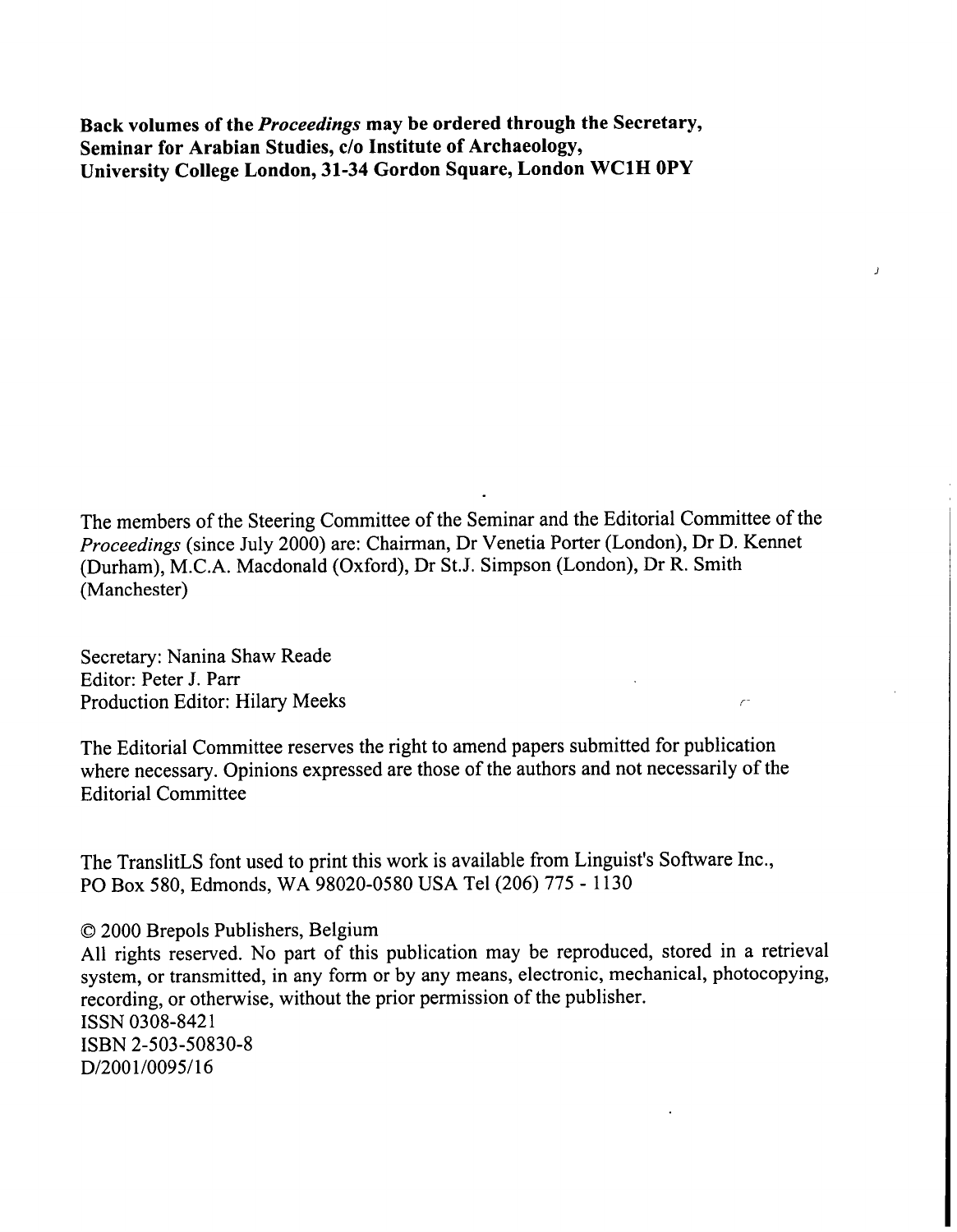**Back volumes of the *Proceedings* may be ordered through the Secretary, Seminar for Arabian Studies, c/o Institute of Archaeology, University College London, 31-34 Gordon Square, London WC1H 0PY**

The members of the Steering Committee of the Seminar and the Editorial Committee of the *Proceedings* (since July 2000) are: Chairman, Dr Venetia Porter (London), Dr D. Kennet (Durham), M.C.A. Macdonald (Oxford), Dr St.J. Simpson (London), Dr R. Smith (Manchester)

Secretary: Nanina Shaw Reade
Editor: Peter J. Parr
Production Editor: Hilary Meeks

The Editorial Committee reserves the right to amend papers submitted for publication where necessary. Opinions expressed are those of the authors and not necessarily of the Editorial Committee

The TranslitLS font used to print this work is available from Linguist's Software Inc., PO Box 580, Edmonds, WA 98020-0580 USA Tel (206) 775 - 1130

© 2000 Brepols Publishers, Belgium
All rights reserved. No part of this publication may be reproduced, stored in a retrieval system, or transmitted, in any form or by any means, electronic, mechanical, photocopying, recording, or otherwise, without the prior permission of the publisher.
ISSN 0308-8421
ISBN 2-503-50830-8
D/2001/0095/16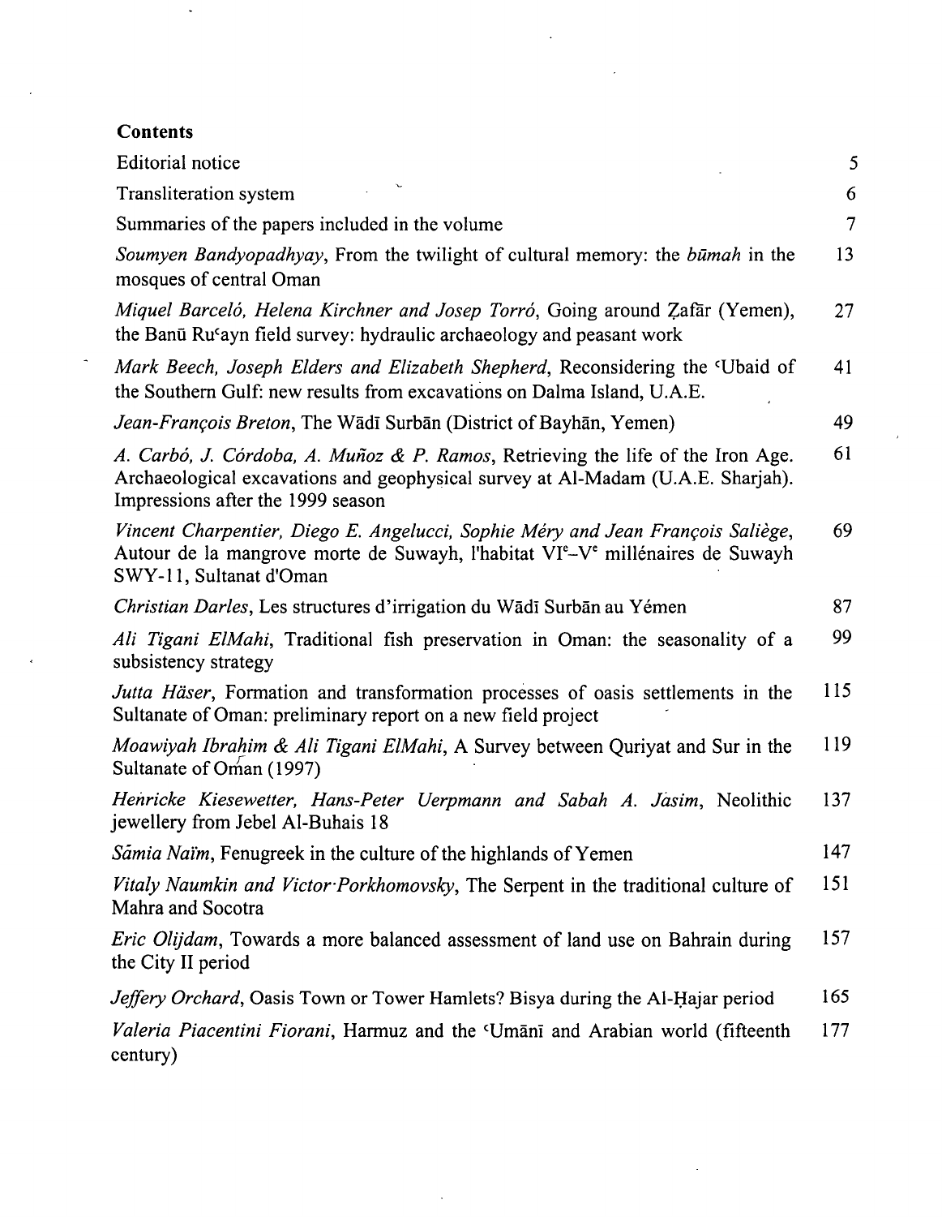**Contents**

| | |
|---|---|
| Editorial notice | 5 |
| Transliteration system | 6 |
| Summaries of the papers included in the volume | 7 |
| *Soumyen Bandyopadhyay*, From the twilight of cultural memory: the *būmah* in the mosques of central Oman | 13 |
| *Miquel Barceló, Helena Kirchner and Josep Torró*, Going around Ẓafār (Yemen), the Banū Ruʿayn field survey: hydraulic archaeology and peasant work | 27 |
| *Mark Beech, Joseph Elders and Elizabeth Shepherd*, Reconsidering the ʿUbaid of the Southern Gulf: new results from excavations on Dalma Island, U.A.E. | 41 |
| *Jean-François Breton*, The Wādī Surbān (District of Bayhān, Yemen) | 49 |
| *A. Carbó, J. Córdoba, A. Muñoz & P. Ramos*, Retrieving the life of the Iron Age. Archaeological excavations and geophysical survey at Al-Madam (U.A.E. Sharjah). Impressions after the 1999 season | 61 |
| *Vincent Charpentier, Diego E. Angelucci, Sophie Méry and Jean François Saliège*, Autour de la mangrove morte de Suwayh, l'habitat VI[e]–V[e] millénaires de Suwayh SWY-11, Sultanat d'Oman | 69 |
| *Christian Darles*, Les structures d'irrigation du Wādī Surbān au Yémen | 87 |
| *Ali Tigani ElMahi*, Traditional fish preservation in Oman: the seasonality of a subsistency strategy | 99 |
| *Jutta Häser*, Formation and transformation processes of oasis settlements in the Sultanate of Oman: preliminary report on a new field project | 115 |
| *Moawiyah Ibrahim & Ali Tigani ElMahi*, A Survey between Quriyat and Sur in the Sultanate of Oman (1997) | 119 |
| *Henricke Kiesewetter, Hans-Peter Uerpmann and Sabah A. Jasim*, Neolithic jewellery from Jebel Al-Buhais 18 | 137 |
| *Sāmia Naïm*, Fenugreek in the culture of the highlands of Yemen | 147 |
| *Vitaly Naumkin and Victor Porkhomovsky*, The Serpent in the traditional culture of Mahra and Socotra | 151 |
| *Eric Olijdam*, Towards a more balanced assessment of land use on Bahrain during the City II period | 157 |
| *Jeffery Orchard*, Oasis Town or Tower Hamlets? Bisya during the Al-Ḥajar period | 165 |
| *Valeria Piacentini Fiorani*, Harmuz and the ʿUmānī and Arabian world (fifteenth century) | 177 |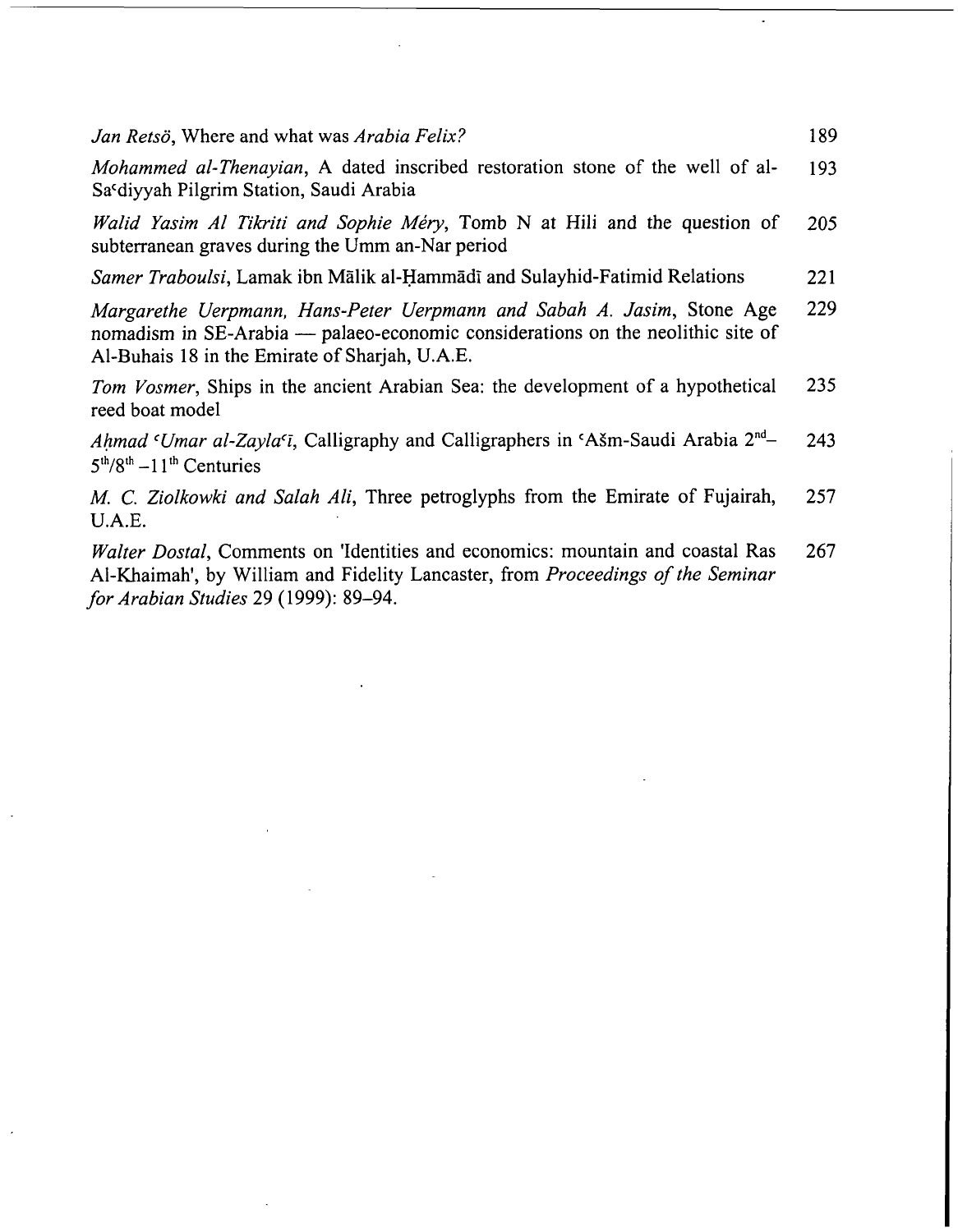*Jan Retsö*, Where and what was *Arabia Felix?* 189

*Mohammed al-Thenayian*, A dated inscribed restoration stone of the well of al-Saʿdiyyah Pilgrim Station, Saudi Arabia 193

*Walid Yasim Al Tikriti and Sophie Méry*, Tomb N at Hili and the question of subterranean graves during the Umm an-Nar period 205

*Samer Traboulsi*, Lamak ibn Mālik al-Ḥammādī and Sulayhid-Fatimid Relations 221

*Margarethe Uerpmann, Hans-Peter Uerpmann and Sabah A. Jasim*, Stone Age nomadism in SE-Arabia — palaeo-economic considerations on the neolithic site of Al-Buhais 18 in the Emirate of Sharjah, U.A.E. 229

*Tom Vosmer*, Ships in the ancient Arabian Sea: the development of a hypothetical reed boat model 235

*Aḥmad ʿUmar al-Zaylaʿī*, Calligraphy and Calligraphers in ʿAšm-Saudi Arabia 2nd–5th/8th –11th Centuries 243

*M. C. Ziolkowki and Salah Ali*, Three petroglyphs from the Emirate of Fujairah, U.A.E. 257

*Walter Dostal*, Comments on 'Identities and economics: mountain and coastal Ras Al-Khaimah', by William and Fidelity Lancaster, from *Proceedings of the Seminar for Arabian Studies* 29 (1999): 89–94. 267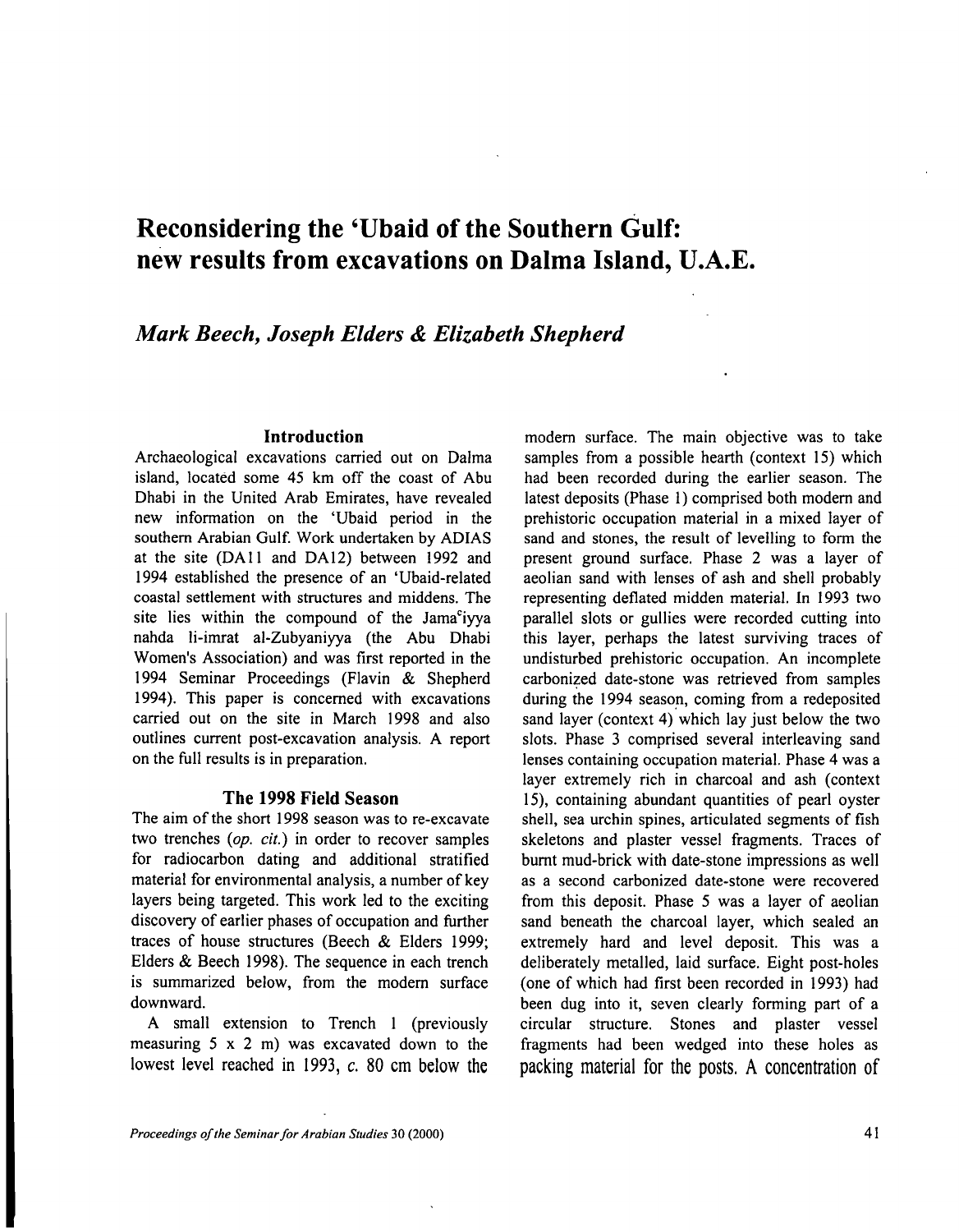# Reconsidering the 'Ubaid of the Southern Gulf: new results from excavations on Dalma Island, U.A.E.

*Mark Beech, Joseph Elders & Elizabeth Shepherd*

## Introduction

Archaeological excavations carried out on Dalma island, located some 45 km off the coast of Abu Dhabi in the United Arab Emirates, have revealed new information on the 'Ubaid period in the southern Arabian Gulf. Work undertaken by ADIAS at the site (DA11 and DA12) between 1992 and 1994 established the presence of an 'Ubaid-related coastal settlement with structures and middens. The site lies within the compound of the Jama[c]iyya nahda li-imrat al-Zubyaniyya (the Abu Dhabi Women's Association) and was first reported in the 1994 Seminar Proceedings (Flavin & Shepherd 1994). This paper is concerned with excavations carried out on the site in March 1998 and also outlines current post-excavation analysis. A report on the full results is in preparation.

## The 1998 Field Season

The aim of the short 1998 season was to re-excavate two trenches (*op. cit.*) in order to recover samples for radiocarbon dating and additional stratified material for environmental analysis, a number of key layers being targeted. This work led to the exciting discovery of earlier phases of occupation and further traces of house structures (Beech & Elders 1999; Elders & Beech 1998). The sequence in each trench is summarized below, from the modern surface downward.

A small extension to Trench 1 (previously measuring 5 x 2 m) was excavated down to the lowest level reached in 1993, *c.* 80 cm below the modern surface. The main objective was to take samples from a possible hearth (context 15) which had been recorded during the earlier season. The latest deposits (Phase 1) comprised both modern and prehistoric occupation material in a mixed layer of sand and stones, the result of levelling to form the present ground surface. Phase 2 was a layer of aeolian sand with lenses of ash and shell probably representing deflated midden material. In 1993 two parallel slots or gullies were recorded cutting into this layer, perhaps the latest surviving traces of undisturbed prehistoric occupation. An incomplete carbonized date-stone was retrieved from samples during the 1994 season, coming from a redeposited sand layer (context 4) which lay just below the two slots. Phase 3 comprised several interleaving sand lenses containing occupation material. Phase 4 was a layer extremely rich in charcoal and ash (context 15), containing abundant quantities of pearl oyster shell, sea urchin spines, articulated segments of fish skeletons and plaster vessel fragments. Traces of burnt mud-brick with date-stone impressions as well as a second carbonized date-stone were recovered from this deposit. Phase 5 was a layer of aeolian sand beneath the charcoal layer, which sealed an extremely hard and level deposit. This was a deliberately metalled, laid surface. Eight post-holes (one of which had first been recorded in 1993) had been dug into it, seven clearly forming part of a circular structure. Stones and plaster vessel fragments had been wedged into these holes as packing material for the posts. A concentration of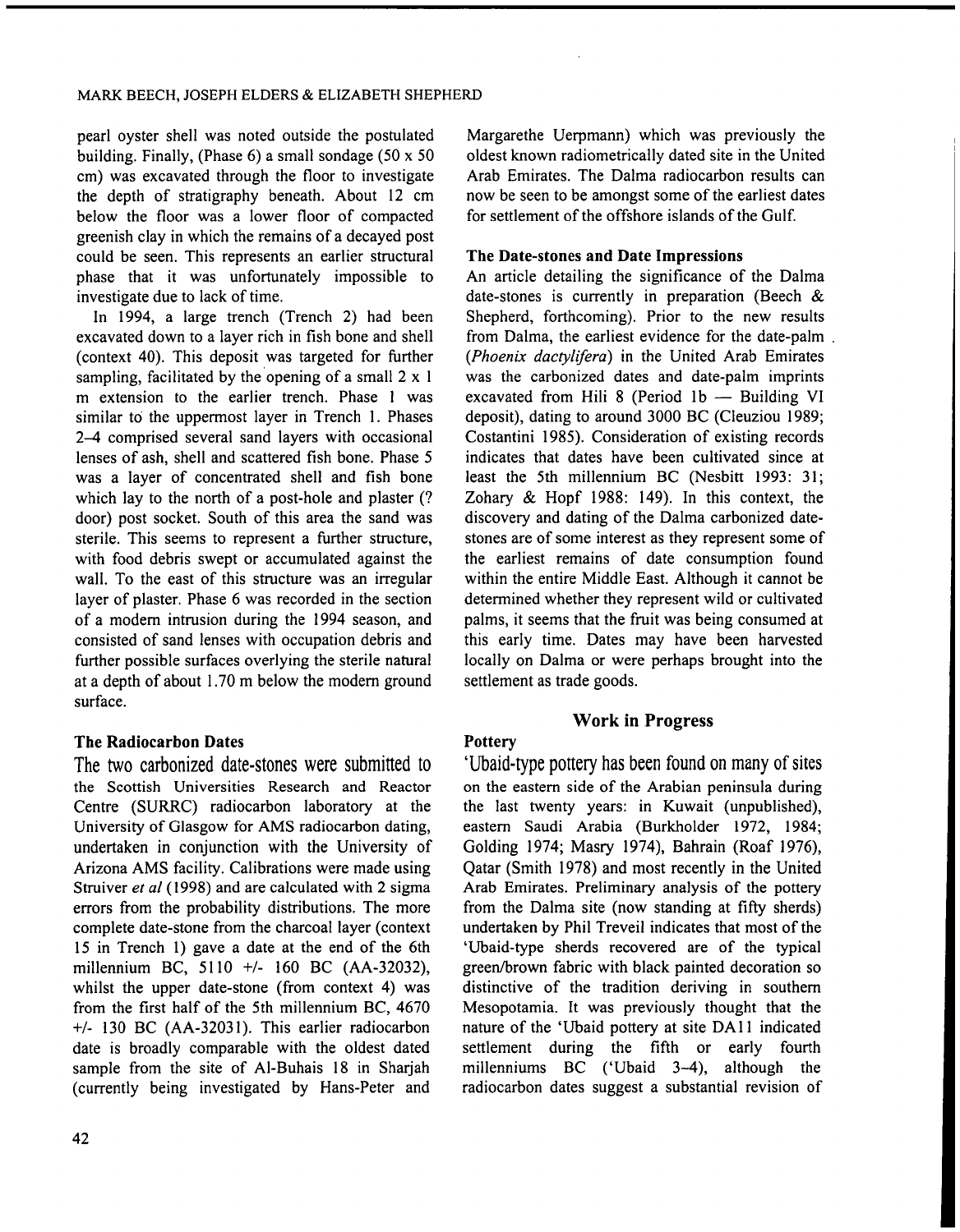pearl oyster shell was noted outside the postulated building. Finally, (Phase 6) a small sondage (50 x 50 cm) was excavated through the floor to investigate the depth of stratigraphy beneath. About 12 cm below the floor was a lower floor of compacted greenish clay in which the remains of a decayed post could be seen. This represents an earlier structural phase that it was unfortunately impossible to investigate due to lack of time.

In 1994, a large trench (Trench 2) had been excavated down to a layer rich in fish bone and shell (context 40). This deposit was targeted for further sampling, facilitated by the opening of a small 2 x 1 m extension to the earlier trench. Phase 1 was similar to the uppermost layer in Trench 1. Phases 2–4 comprised several sand layers with occasional lenses of ash, shell and scattered fish bone. Phase 5 was a layer of concentrated shell and fish bone which lay to the north of a post-hole and plaster (? door) post socket. South of this area the sand was sterile. This seems to represent a further structure, with food debris swept or accumulated against the wall. To the east of this structure was an irregular layer of plaster. Phase 6 was recorded in the section of a modern intrusion during the 1994 season, and consisted of sand lenses with occupation debris and further possible surfaces overlying the sterile natural at a depth of about 1.70 m below the modern ground surface.

### The Radiocarbon Dates

The two carbonized date-stones were submitted to the Scottish Universities Research and Reactor Centre (SURRC) radiocarbon laboratory at the University of Glasgow for AMS radiocarbon dating, undertaken in conjunction with the University of Arizona AMS facility. Calibrations were made using Struiver *et al* (1998) and are calculated with 2 sigma errors from the probability distributions. The more complete date-stone from the charcoal layer (context 15 in Trench 1) gave a date at the end of the 6th millennium BC, 5110 +/- 160 BC (AA-32032), whilst the upper date-stone (from context 4) was from the first half of the 5th millennium BC, 4670 +/- 130 BC (AA-32031). This earlier radiocarbon date is broadly comparable with the oldest dated sample from the site of Al-Buhais 18 in Sharjah (currently being investigated by Hans-Peter and Margarethe Uerpmann) which was previously the oldest known radiometrically dated site in the United Arab Emirates. The Dalma radiocarbon results can now be seen to be amongst some of the earliest dates for settlement of the offshore islands of the Gulf.

### The Date-stones and Date Impressions

An article detailing the significance of the Dalma date-stones is currently in preparation (Beech & Shepherd, forthcoming). Prior to the new results from Dalma, the earliest evidence for the date-palm (*Phoenix dactylifera*) in the United Arab Emirates was the carbonized dates and date-palm imprints excavated from Hili 8 (Period 1b — Building VI deposit), dating to around 3000 BC (Cleuziou 1989; Costantini 1985). Consideration of existing records indicates that dates have been cultivated since at least the 5th millennium BC (Nesbitt 1993: 31; Zohary & Hopf 1988: 149). In this context, the discovery and dating of the Dalma carbonized date-stones are of some interest as they represent some of the earliest remains of date consumption found within the entire Middle East. Although it cannot be determined whether they represent wild or cultivated palms, it seems that the fruit was being consumed at this early time. Dates may have been harvested locally on Dalma or were perhaps brought into the settlement as trade goods.

## Work in Progress

### Pottery

'Ubaid-type pottery has been found on many of sites on the eastern side of the Arabian peninsula during the last twenty years: in Kuwait (unpublished), eastern Saudi Arabia (Burkholder 1972, 1984; Golding 1974; Masry 1974), Bahrain (Roaf 1976), Qatar (Smith 1978) and most recently in the United Arab Emirates. Preliminary analysis of the pottery from the Dalma site (now standing at fifty sherds) undertaken by Phil Treveil indicates that most of the 'Ubaid-type sherds recovered are of the typical green/brown fabric with black painted decoration so distinctive of the tradition deriving in southern Mesopotamia. It was previously thought that the nature of the 'Ubaid pottery at site DA11 indicated settlement during the fifth or early fourth millenniums BC ('Ubaid 3–4), although the radiocarbon dates suggest a substantial revision of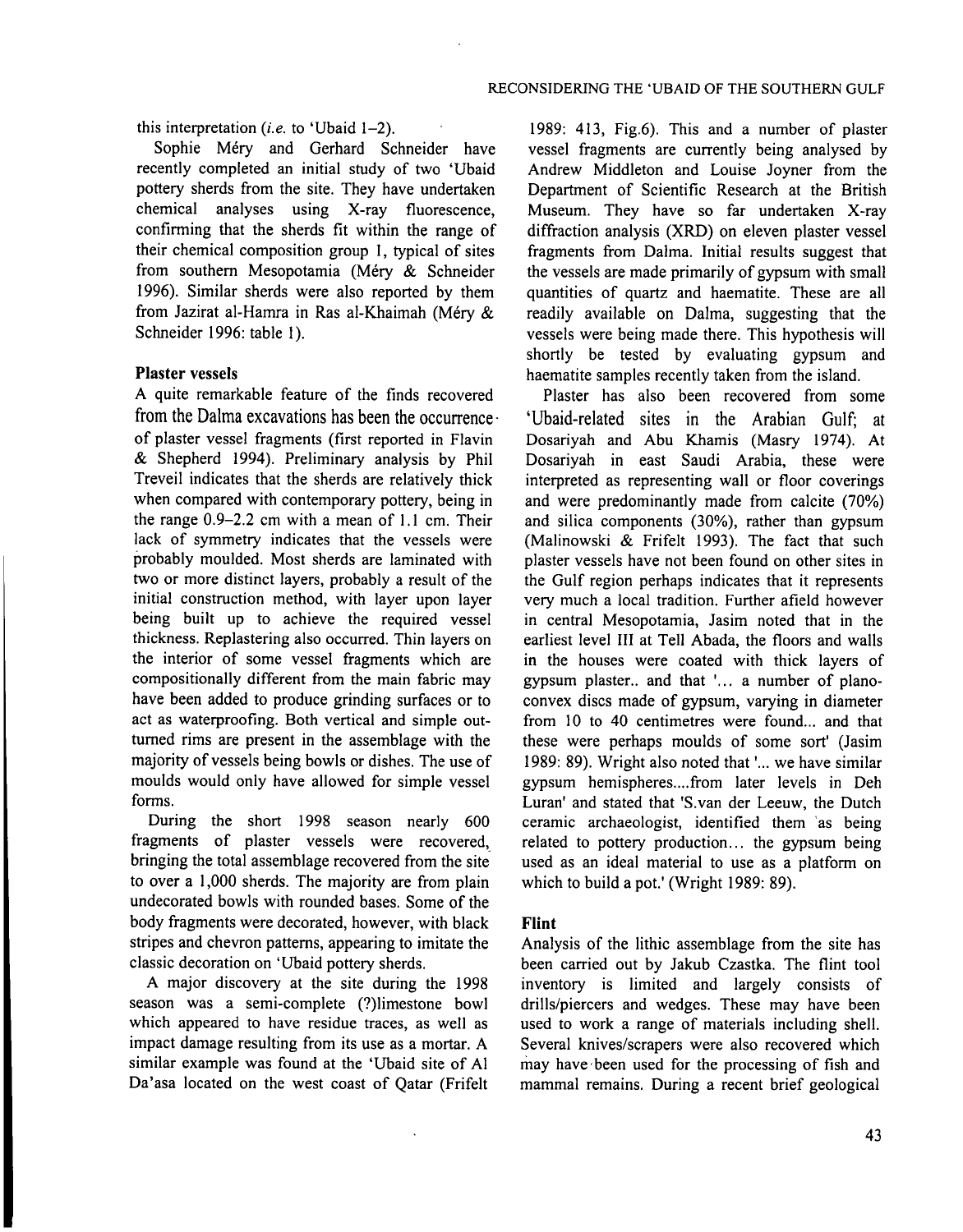this interpretation (*i.e.* to 'Ubaid 1–2).

Sophie Méry and Gerhard Schneider have recently completed an initial study of two 'Ubaid pottery sherds from the site. They have undertaken chemical analyses using X-ray fluorescence, confirming that the sherds fit within the range of their chemical composition group 1, typical of sites from southern Mesopotamia (Méry & Schneider 1996). Similar sherds were also reported by them from Jazirat al-Hamra in Ras al-Khaimah (Méry & Schneider 1996: table 1).

### Plaster vessels

A quite remarkable feature of the finds recovered from the Dalma excavations has been the occurrence of plaster vessel fragments (first reported in Flavin & Shepherd 1994). Preliminary analysis by Phil Treveil indicates that the sherds are relatively thick when compared with contemporary pottery, being in the range 0.9–2.2 cm with a mean of 1.1 cm. Their lack of symmetry indicates that the vessels were probably moulded. Most sherds are laminated with two or more distinct layers, probably a result of the initial construction method, with layer upon layer being built up to achieve the required vessel thickness. Replastering also occurred. Thin layers on the interior of some vessel fragments which are compositionally different from the main fabric may have been added to produce grinding surfaces or to act as waterproofing. Both vertical and simple out-turned rims are present in the assemblage with the majority of vessels being bowls or dishes. The use of moulds would only have allowed for simple vessel forms.

During the short 1998 season nearly 600 fragments of plaster vessels were recovered, bringing the total assemblage recovered from the site to over a 1,000 sherds. The majority are from plain undecorated bowls with rounded bases. Some of the body fragments were decorated, however, with black stripes and chevron patterns, appearing to imitate the classic decoration on 'Ubaid pottery sherds.

A major discovery at the site during the 1998 season was a semi-complete (?)limestone bowl which appeared to have residue traces, as well as impact damage resulting from its use as a mortar. A similar example was found at the 'Ubaid site of Al Da'asa located on the west coast of Qatar (Frifelt 1989: 413, Fig.6). This and a number of plaster vessel fragments are currently being analysed by Andrew Middleton and Louise Joyner from the Department of Scientific Research at the British Museum. They have so far undertaken X-ray diffraction analysis (XRD) on eleven plaster vessel fragments from Dalma. Initial results suggest that the vessels are made primarily of gypsum with small quantities of quartz and haematite. These are all readily available on Dalma, suggesting that the vessels were being made there. This hypothesis will shortly be tested by evaluating gypsum and haematite samples recently taken from the island.

Plaster has also been recovered from some 'Ubaid-related sites in the Arabian Gulf; at Dosariyah and Abu Khamis (Masry 1974). At Dosariyah in east Saudi Arabia, these were interpreted as representing wall or floor coverings and were predominantly made from calcite (70%) and silica components (30%), rather than gypsum (Malinowski & Frifelt 1993). The fact that such plaster vessels have not been found on other sites in the Gulf region perhaps indicates that it represents very much a local tradition. Further afield however in central Mesopotamia, Jasim noted that in the earliest level III at Tell Abada, the floors and walls in the houses were coated with thick layers of gypsum plaster.. and that '... a number of plano-convex discs made of gypsum, varying in diameter from 10 to 40 centimetres were found... and that these were perhaps moulds of some sort' (Jasim 1989: 89). Wright also noted that '... we have similar gypsum hemispheres....from later levels in Deh Luran' and stated that 'S.van der Leeuw, the Dutch ceramic archaeologist, identified them as being related to pottery production... the gypsum being used as an ideal material to use as a platform on which to build a pot.' (Wright 1989: 89).

### Flint

Analysis of the lithic assemblage from the site has been carried out by Jakub Czastka. The flint tool inventory is limited and largely consists of drills/piercers and wedges. These may have been used to work a range of materials including shell. Several knives/scrapers were also recovered which may have been used for the processing of fish and mammal remains. During a recent brief geological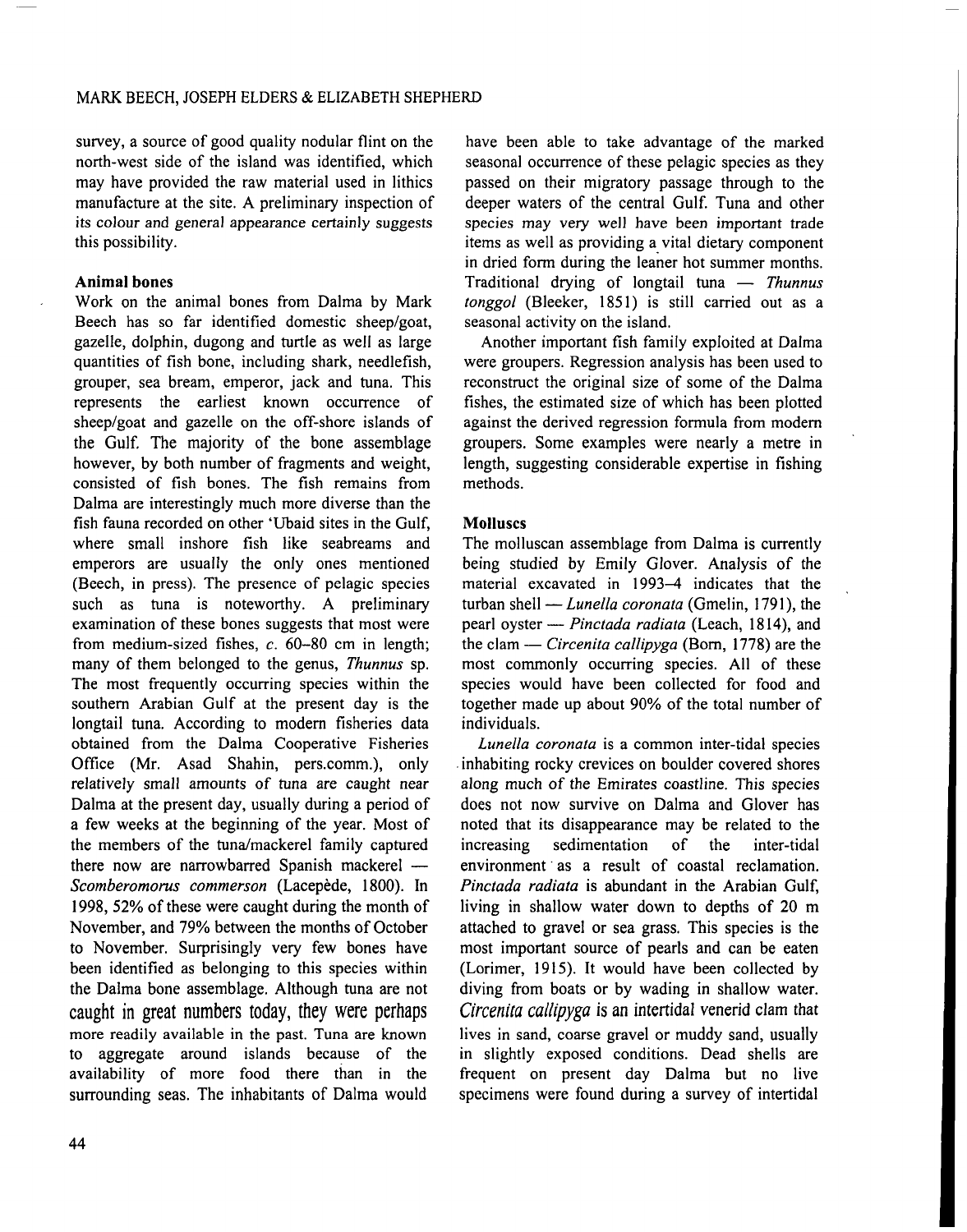survey, a source of good quality nodular flint on the north-west side of the island was identified, which may have provided the raw material used in lithics manufacture at the site. A preliminary inspection of its colour and general appearance certainly suggests this possibility.

## Animal bones

Work on the animal bones from Dalma by Mark Beech has so far identified domestic sheep/goat, gazelle, dolphin, dugong and turtle as well as large quantities of fish bone, including shark, needlefish, grouper, sea bream, emperor, jack and tuna. This represents the earliest known occurrence of sheep/goat and gazelle on the off-shore islands of the Gulf. The majority of the bone assemblage however, by both number of fragments and weight, consisted of fish bones. The fish remains from Dalma are interestingly much more diverse than the fish fauna recorded on other 'Ubaid sites in the Gulf, where small inshore fish like seabreams and emperors are usually the only ones mentioned (Beech, in press). The presence of pelagic species such as tuna is noteworthy. A preliminary examination of these bones suggests that most were from medium-sized fishes, *c.* 60–80 cm in length; many of them belonged to the genus, *Thunnus* sp. The most frequently occurring species within the southern Arabian Gulf at the present day is the longtail tuna. According to modern fisheries data obtained from the Dalma Cooperative Fisheries Office (Mr. Asad Shahin, pers.comm.), only relatively small amounts of tuna are caught near Dalma at the present day, usually during a period of a few weeks at the beginning of the year. Most of the members of the tuna/mackerel family captured there now are narrowbarred Spanish mackerel — *Scomberomorus commerson* (Lacepède, 1800). In 1998, 52% of these were caught during the month of November, and 79% between the months of October to November. Surprisingly very few bones have been identified as belonging to this species within the Dalma bone assemblage. Although tuna are not caught in great numbers today, they were perhaps more readily available in the past. Tuna are known to aggregate around islands because of the availability of more food there than in the surrounding seas. The inhabitants of Dalma would have been able to take advantage of the marked seasonal occurrence of these pelagic species as they passed on their migratory passage through to the deeper waters of the central Gulf. Tuna and other species may very well have been important trade items as well as providing a vital dietary component in dried form during the leaner hot summer months. Traditional drying of longtail tuna — *Thunnus tonggol* (Bleeker, 1851) is still carried out as a seasonal activity on the island.

Another important fish family exploited at Dalma were groupers. Regression analysis has been used to reconstruct the original size of some of the Dalma fishes, the estimated size of which has been plotted against the derived regression formula from modern groupers. Some examples were nearly a metre in length, suggesting considerable expertise in fishing methods.

## Molluscs

The molluscan assemblage from Dalma is currently being studied by Emily Glover. Analysis of the material excavated in 1993–4 indicates that the turban shell — *Lunella coronata* (Gmelin, 1791), the pearl oyster — *Pinctada radiata* (Leach, 1814), and the clam — *Circenita callipyga* (Born, 1778) are the most commonly occurring species. All of these species would have been collected for food and together made up about 90% of the total number of individuals.

*Lunella coronata* is a common inter-tidal species inhabiting rocky crevices on boulder covered shores along much of the Emirates coastline. This species does not now survive on Dalma and Glover has noted that its disappearance may be related to the increasing sedimentation of the inter-tidal environment as a result of coastal reclamation. *Pinctada radiata* is abundant in the Arabian Gulf, living in shallow water down to depths of 20 m attached to gravel or sea grass. This species is the most important source of pearls and can be eaten (Lorimer, 1915). It would have been collected by diving from boats or by wading in shallow water. *Circenita callipyga* is an intertidal venerid clam that lives in sand, coarse gravel or muddy sand, usually in slightly exposed conditions. Dead shells are frequent on present day Dalma but no live specimens were found during a survey of intertidal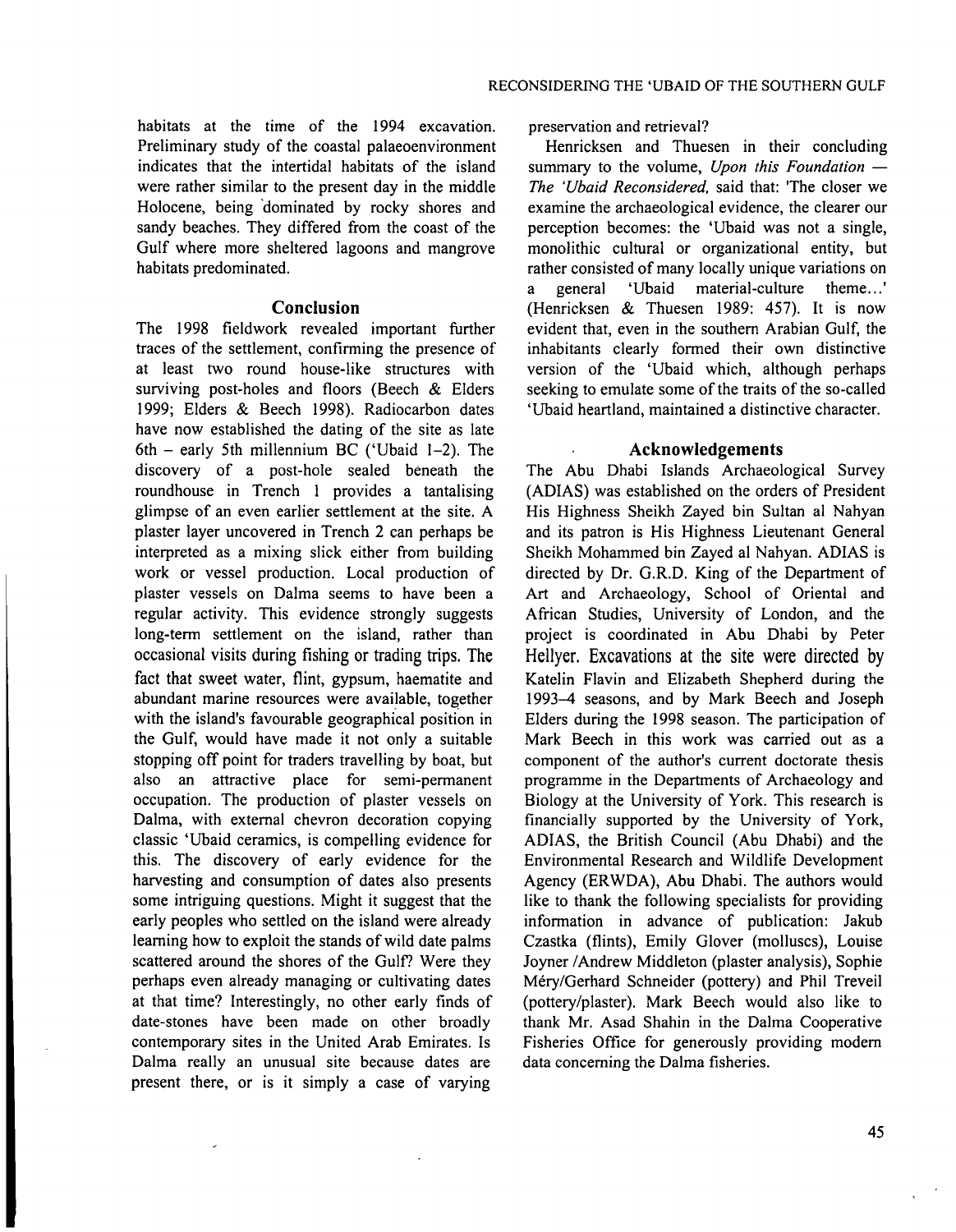habitats at the time of the 1994 excavation. Preliminary study of the coastal palaeoenvironment indicates that the intertidal habitats of the island were rather similar to the present day in the middle Holocene, being dominated by rocky shores and sandy beaches. They differed from the coast of the Gulf where more sheltered lagoons and mangrove habitats predominated.

## Conclusion

The 1998 fieldwork revealed important further traces of the settlement, confirming the presence of at least two round house-like structures with surviving post-holes and floors (Beech & Elders 1999; Elders & Beech 1998). Radiocarbon dates have now established the dating of the site as late 6th – early 5th millennium BC ('Ubaid 1–2). The discovery of a post-hole sealed beneath the roundhouse in Trench 1 provides a tantalising glimpse of an even earlier settlement at the site. A plaster layer uncovered in Trench 2 can perhaps be interpreted as a mixing slick either from building work or vessel production. Local production of plaster vessels on Dalma seems to have been a regular activity. This evidence strongly suggests long-term settlement on the island, rather than occasional visits during fishing or trading trips. The fact that sweet water, flint, gypsum, haematite and abundant marine resources were available, together with the island's favourable geographical position in the Gulf, would have made it not only a suitable stopping off point for traders travelling by boat, but also an attractive place for semi-permanent occupation. The production of plaster vessels on Dalma, with external chevron decoration copying classic 'Ubaid ceramics, is compelling evidence for this. The discovery of early evidence for the harvesting and consumption of dates also presents some intriguing questions. Might it suggest that the early peoples who settled on the island were already learning how to exploit the stands of wild date palms scattered around the shores of the Gulf? Were they perhaps even already managing or cultivating dates at that time? Interestingly, no other early finds of date-stones have been made on other broadly contemporary sites in the United Arab Emirates. Is Dalma really an unusual site because dates are present there, or is it simply a case of varying preservation and retrieval?

Henricksen and Thuesen in their concluding summary to the volume, *Upon this Foundation — The 'Ubaid Reconsidered,* said that: 'The closer we examine the archaeological evidence, the clearer our perception becomes: the 'Ubaid was not a single, monolithic cultural or organizational entity, but rather consisted of many locally unique variations on a general 'Ubaid material-culture theme...' (Henricksen & Thuesen 1989: 457). It is now evident that, even in the southern Arabian Gulf, the inhabitants clearly formed their own distinctive version of the 'Ubaid which, although perhaps seeking to emulate some of the traits of the so-called 'Ubaid heartland, maintained a distinctive character.

## Acknowledgements

The Abu Dhabi Islands Archaeological Survey (ADIAS) was established on the orders of President His Highness Sheikh Zayed bin Sultan al Nahyan and its patron is His Highness Lieutenant General Sheikh Mohammed bin Zayed al Nahyan. ADIAS is directed by Dr. G.R.D. King of the Department of Art and Archaeology, School of Oriental and African Studies, University of London, and the project is coordinated in Abu Dhabi by Peter Hellyer. Excavations at the site were directed by Katelin Flavin and Elizabeth Shepherd during the 1993–4 seasons, and by Mark Beech and Joseph Elders during the 1998 season. The participation of Mark Beech in this work was carried out as a component of the author's current doctorate thesis programme in the Departments of Archaeology and Biology at the University of York. This research is financially supported by the University of York, ADIAS, the British Council (Abu Dhabi) and the Environmental Research and Wildlife Development Agency (ERWDA), Abu Dhabi. The authors would like to thank the following specialists for providing information in advance of publication: Jakub Czastka (flints), Emily Glover (molluscs), Louise Joyner /Andrew Middleton (plaster analysis), Sophie Méry/Gerhard Schneider (pottery) and Phil Treveil (pottery/plaster). Mark Beech would also like to thank Mr. Asad Shahin in the Dalma Cooperative Fisheries Office for generously providing modern data concerning the Dalma fisheries.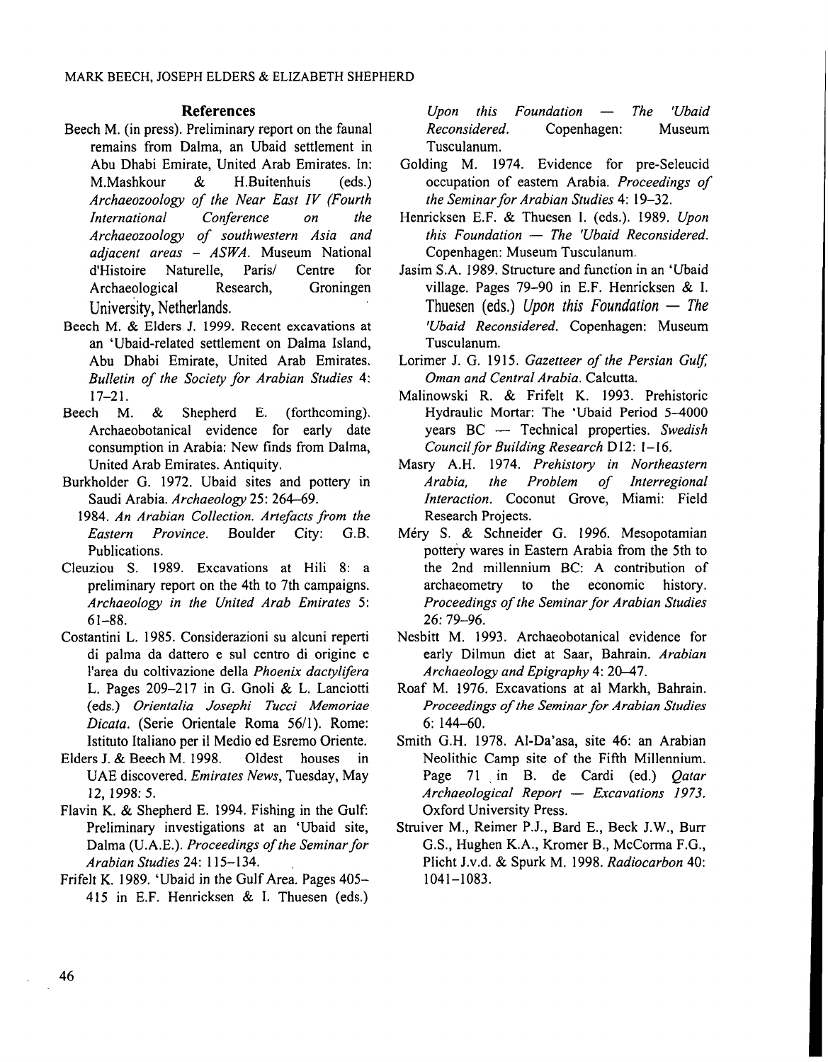## References

Beech M. (in press). Preliminary report on the faunal remains from Dalma, an Ubaid settlement in Abu Dhabi Emirate, United Arab Emirates. In: M.Mashkour & H.Buitenhuis (eds.) *Archaeozoology of the Near East IV (Fourth International Conference on the Archaeozoology of southwestern Asia and adjacent areas – ASWA*. Museum National d'Histoire Naturelle, Paris/ Centre for Archaeological Research, Groningen University, Netherlands.

Beech M. & Elders J. 1999. Recent excavations at an 'Ubaid-related settlement on Dalma Island, Abu Dhabi Emirate, United Arab Emirates. *Bulletin of the Society for Arabian Studies* 4: 17–21.

Beech M. & Shepherd E. (forthcoming). Archaeobotanical evidence for early date consumption in Arabia: New finds from Dalma, United Arab Emirates. Antiquity.

Burkholder G. 1972. Ubaid sites and pottery in Saudi Arabia. *Archaeology* 25: 264–69.

1984. *An Arabian Collection. Artefacts from the Eastern Province.* Boulder City: G.B. Publications.

Cleuziou S. 1989. Excavations at Hili 8: a preliminary report on the 4th to 7th campaigns. *Archaeology in the United Arab Emirates* 5: 61–88.

Costantini L. 1985. Considerazioni su alcuni reperti di palma da dattero e sul centro di origine e l'area du coltivazione della *Phoenix dactylifera* L. Pages 209–217 in G. Gnoli & L. Lanciotti (eds.) *Orientalia Josephi Tucci Memoriae Dicata*. (Serie Orientale Roma 56/1). Rome: Istituto Italiano per il Medio ed Esremo Oriente.

Elders J. & Beech M. 1998. Oldest houses in UAE discovered. *Emirates News*, Tuesday, May 12, 1998: 5.

Flavin K. & Shepherd E. 1994. Fishing in the Gulf: Preliminary investigations at an 'Ubaid site, Dalma (U.A.E.). *Proceedings of the Seminar for Arabian Studies* 24: 115–134.

Frifelt K. 1989. 'Ubaid in the Gulf Area. Pages 405–415 in E.F. Henricksen & I. Thuesen (eds.) *Upon this Foundation — The 'Ubaid Reconsidered.* Copenhagen: Museum Tusculanum.

Golding M. 1974. Evidence for pre-Seleucid occupation of eastern Arabia. *Proceedings of the Seminar for Arabian Studies* 4: 19–32.

Henricksen E.F. & Thuesen I. (eds.). 1989. *Upon this Foundation — The 'Ubaid Reconsidered.* Copenhagen: Museum Tusculanum.

Jasim S.A. 1989. Structure and function in an 'Ubaid village. Pages 79–90 in E.F. Henricksen & I. Thuesen (eds.) *Upon this Foundation — The 'Ubaid Reconsidered.* Copenhagen: Museum Tusculanum.

Lorimer J. G. 1915. *Gazetteer of the Persian Gulf, Oman and Central Arabia.* Calcutta.

Malinowski R. & Frifelt K. 1993. Prehistoric Hydraulic Mortar: The 'Ubaid Period 5–4000 years BC — Technical properties. *Swedish Council for Building Research* D12: 1–16.

Masry A.H. 1974. *Prehistory in Northeastern Arabia, the Problem of Interregional Interaction.* Coconut Grove, Miami: Field Research Projects.

Méry S. & Schneider G. 1996. Mesopotamian pottery wares in Eastern Arabia from the 5th to the 2nd millennium BC: A contribution of archaeometry to the economic history. *Proceedings of the Seminar for Arabian Studies* 26: 79–96.

Nesbitt M. 1993. Archaeobotanical evidence for early Dilmun diet at Saar, Bahrain. *Arabian Archaeology and Epigraphy* 4: 20–47.

Roaf M. 1976. Excavations at al Markh, Bahrain. *Proceedings of the Seminar for Arabian Studies* 6: 144–60.

Smith G.H. 1978. Al-Da'asa, site 46: an Arabian Neolithic Camp site of the Fifth Millennium. Page 71 in B. de Cardi (ed.) *Qatar Archaeological Report — Excavations 1973.* Oxford University Press.

Struiver M., Reimer P.J., Bard E., Beck J.W., Burr G.S., Hughen K.A., Kromer B., McCorma F.G., Plicht J.v.d. & Spurk M. 1998. *Radiocarbon* 40: 1041–1083.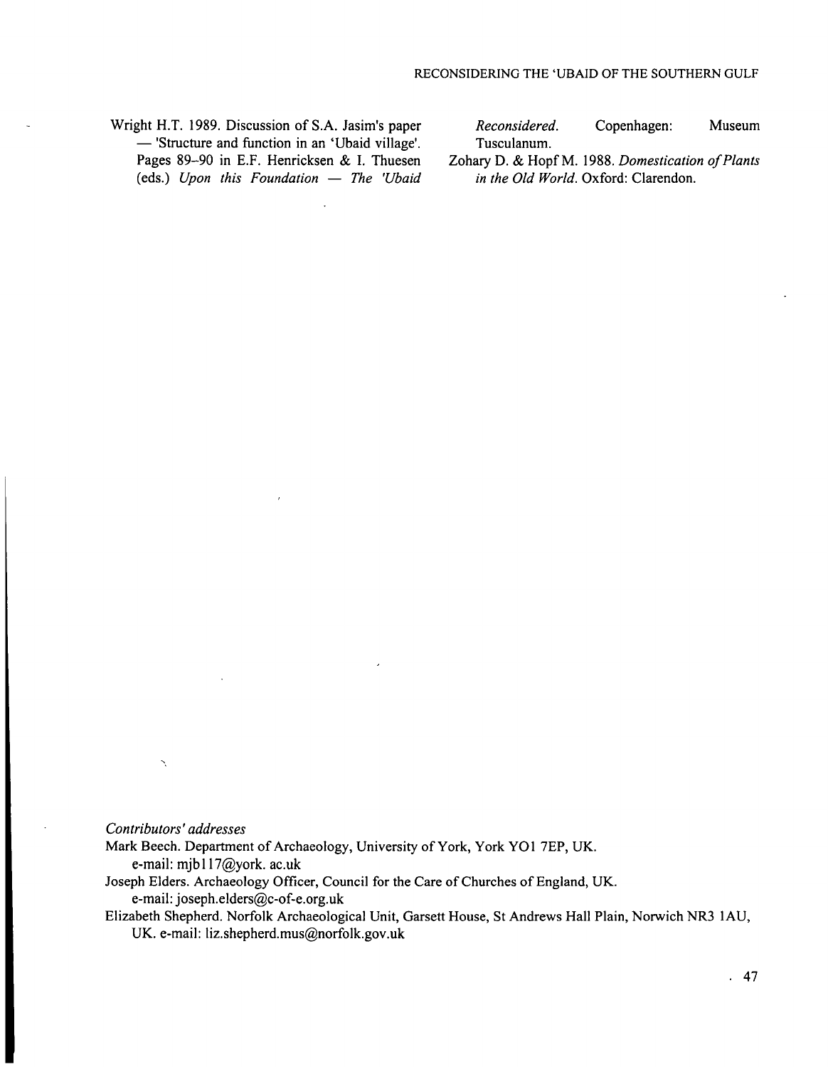Wright H.T. 1989. Discussion of S.A. Jasim's paper — 'Structure and function in an 'Ubaid village'. Pages 89–90 in E.F. Henricksen & I. Thuesen (eds.) *Upon this Foundation — The 'Ubaid Reconsidered.* Copenhagen: Museum Tusculanum.

Zohary D. & Hopf M. 1988. *Domestication of Plants in the Old World.* Oxford: Clarendon.

*Contributors' addresses*

Mark Beech. Department of Archaeology, University of York, York YO1 7EP, UK.
e-mail: mjb117@york.ac.uk

Joseph Elders. Archaeology Officer, Council for the Care of Churches of England, UK.
e-mail: joseph.elders@c-of-e.org.uk

Elizabeth Shepherd. Norfolk Archaeological Unit, Garsett House, St Andrews Hall Plain, Norwich NR3 1AU, UK. e-mail: liz.shepherd.mus@norfolk.gov.uk